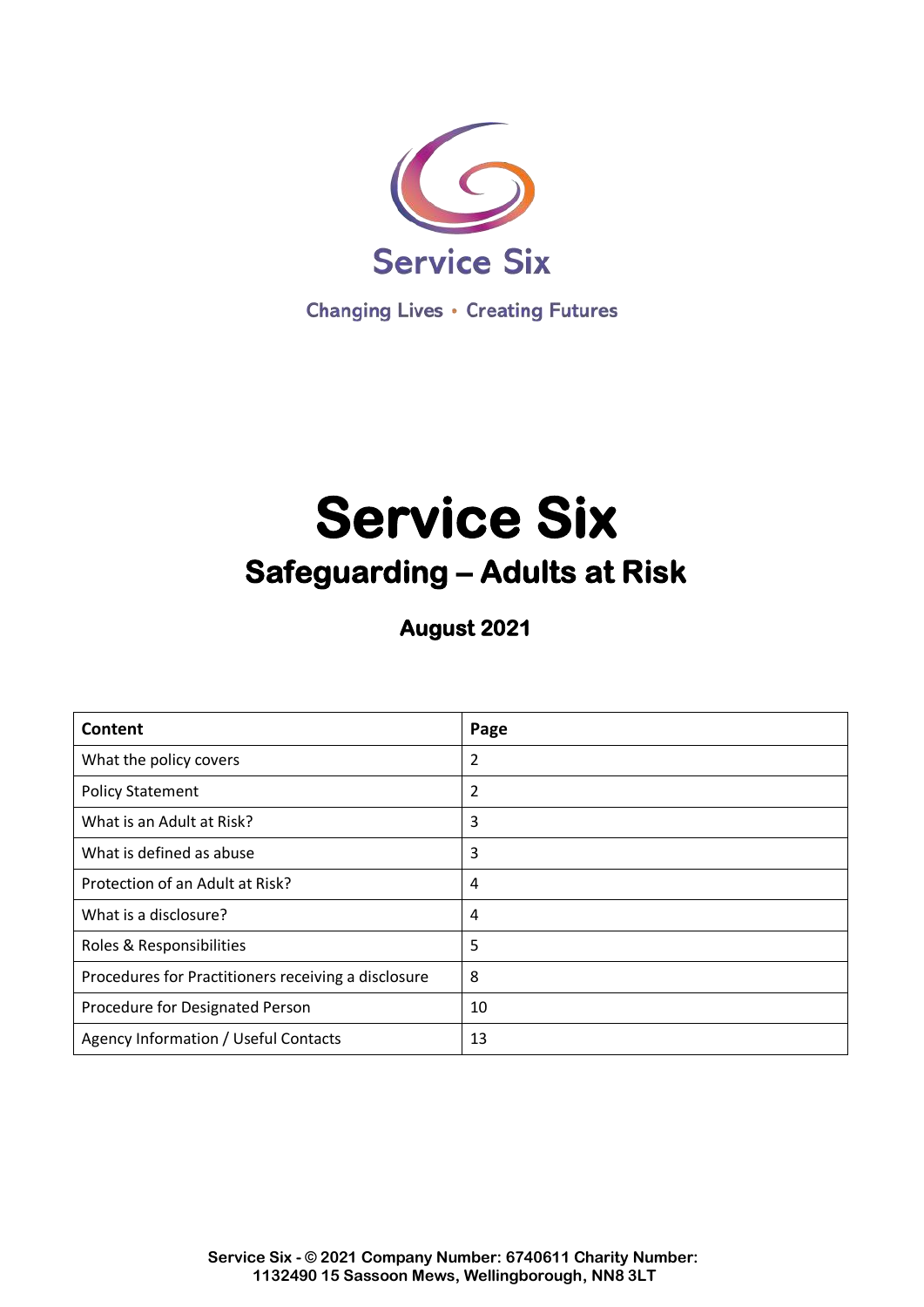Service Six

Changing Lives • Creating Futures

# Service Six

## Safeguarding – Adults at Risk

### August 2021

| Content | Page |
|---|---|
| What the policy covers | 2 |
| Policy Statement | 2 |
| What is an Adult at Risk? | 3 |
| What is defined as abuse | 3 |
| Protection of an Adult at Risk? | 4 |
| What is a disclosure? | 4 |
| Roles & Responsibilities | 5 |
| Procedures for Practitioners receiving a disclosure | 8 |
| Procedure for Designated Person | 10 |
| Agency Information / Useful Contacts | 13 |

**Service Six - © 2021 Company Number: 6740611 Charity Number: 1132490 15 Sassoon Mews, Wellingborough, NN8 3LT**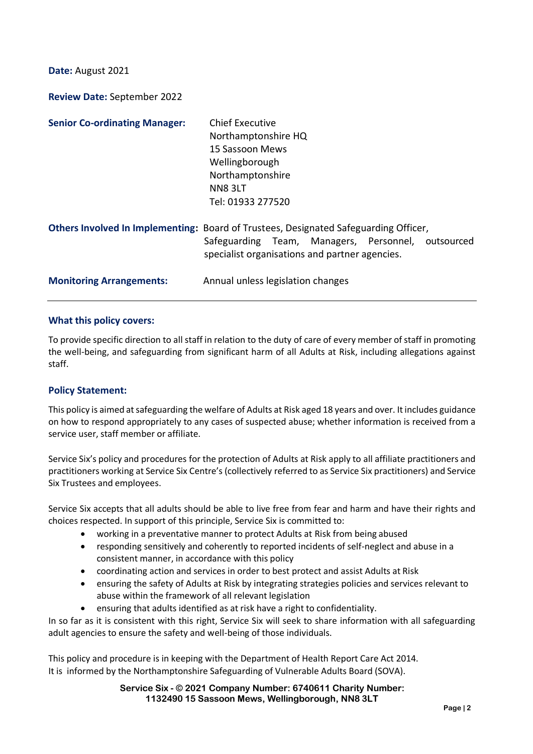**Date:** August 2021

**Review Date:** September 2022

**Senior Co-ordinating Manager:** Chief Executive
Northamptonshire HQ
15 Sassoon Mews
Wellingborough
Northamptonshire
NN8 3LT
Tel: 01933 277520

**Others Involved In Implementing:** Board of Trustees, Designated Safeguarding Officer, Safeguarding Team, Managers, Personnel, outsourced specialist organisations and partner agencies.

**Monitoring Arrangements:** Annual unless legislation changes

---

## What this policy covers:

To provide specific direction to all staff in relation to the duty of care of every member of staff in promoting the well-being, and safeguarding from significant harm of all Adults at Risk, including allegations against staff.

## Policy Statement:

This policy is aimed at safeguarding the welfare of Adults at Risk aged 18 years and over. It includes guidance on how to respond appropriately to any cases of suspected abuse; whether information is received from a service user, staff member or affiliate.

Service Six's policy and procedures for the protection of Adults at Risk apply to all affiliate practitioners and practitioners working at Service Six Centre's (collectively referred to as Service Six practitioners) and Service Six Trustees and employees.

Service Six accepts that all adults should be able to live free from fear and harm and have their rights and choices respected. In support of this principle, Service Six is committed to:

- working in a preventative manner to protect Adults at Risk from being abused
- responding sensitively and coherently to reported incidents of self-neglect and abuse in a consistent manner, in accordance with this policy
- coordinating action and services in order to best protect and assist Adults at Risk
- ensuring the safety of Adults at Risk by integrating strategies policies and services relevant to abuse within the framework of all relevant legislation
- ensuring that adults identified as at risk have a right to confidentiality.

In so far as it is consistent with this right, Service Six will seek to share information with all safeguarding adult agencies to ensure the safety and well-being of those individuals.

This policy and procedure is in keeping with the Department of Health Report Care Act 2014.
It is informed by the Northamptonshire Safeguarding of Vulnerable Adults Board (SOVA).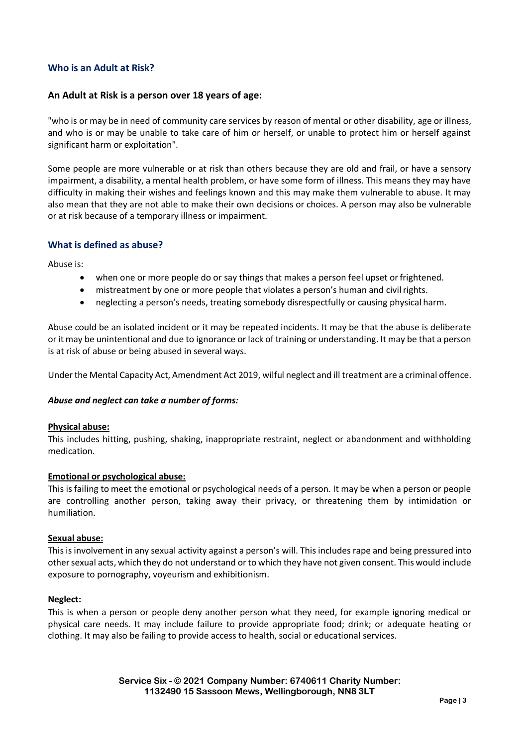## Who is an Adult at Risk?

### An Adult at Risk is a person over 18 years of age:

"who is or may be in need of community care services by reason of mental or other disability, age or illness, and who is or may be unable to take care of him or herself, or unable to protect him or herself against significant harm or exploitation".

Some people are more vulnerable or at risk than others because they are old and frail, or have a sensory impairment, a disability, a mental health problem, or have some form of illness. This means they may have difficulty in making their wishes and feelings known and this may make them vulnerable to abuse. It may also mean that they are not able to make their own decisions or choices. A person may also be vulnerable or at risk because of a temporary illness or impairment.

## What is defined as abuse?

Abuse is:

- when one or more people do or say things that makes a person feel upset or frightened.
- mistreatment by one or more people that violates a person's human and civil rights.
- neglecting a person's needs, treating somebody disrespectfully or causing physical harm.

Abuse could be an isolated incident or it may be repeated incidents. It may be that the abuse is deliberate or it may be unintentional and due to ignorance or lack of training or understanding. It may be that a person is at risk of abuse or being abused in several ways.

Under the Mental Capacity Act, Amendment Act 2019, wilful neglect and ill treatment are a criminal offence.

***Abuse and neglect can take a number of forms:***

**Physical abuse:**

This includes hitting, pushing, shaking, inappropriate restraint, neglect or abandonment and withholding medication.

**Emotional or psychological abuse:**

This is failing to meet the emotional or psychological needs of a person. It may be when a person or people are controlling another person, taking away their privacy, or threatening them by intimidation or humiliation.

**Sexual abuse:**

This is involvement in any sexual activity against a person's will. This includes rape and being pressured into other sexual acts, which they do not understand or to which they have not given consent. This would include exposure to pornography, voyeurism and exhibitionism.

**Neglect:**

This is when a person or people deny another person what they need, for example ignoring medical or physical care needs. It may include failure to provide appropriate food; drink; or adequate heating or clothing. It may also be failing to provide access to health, social or educational services.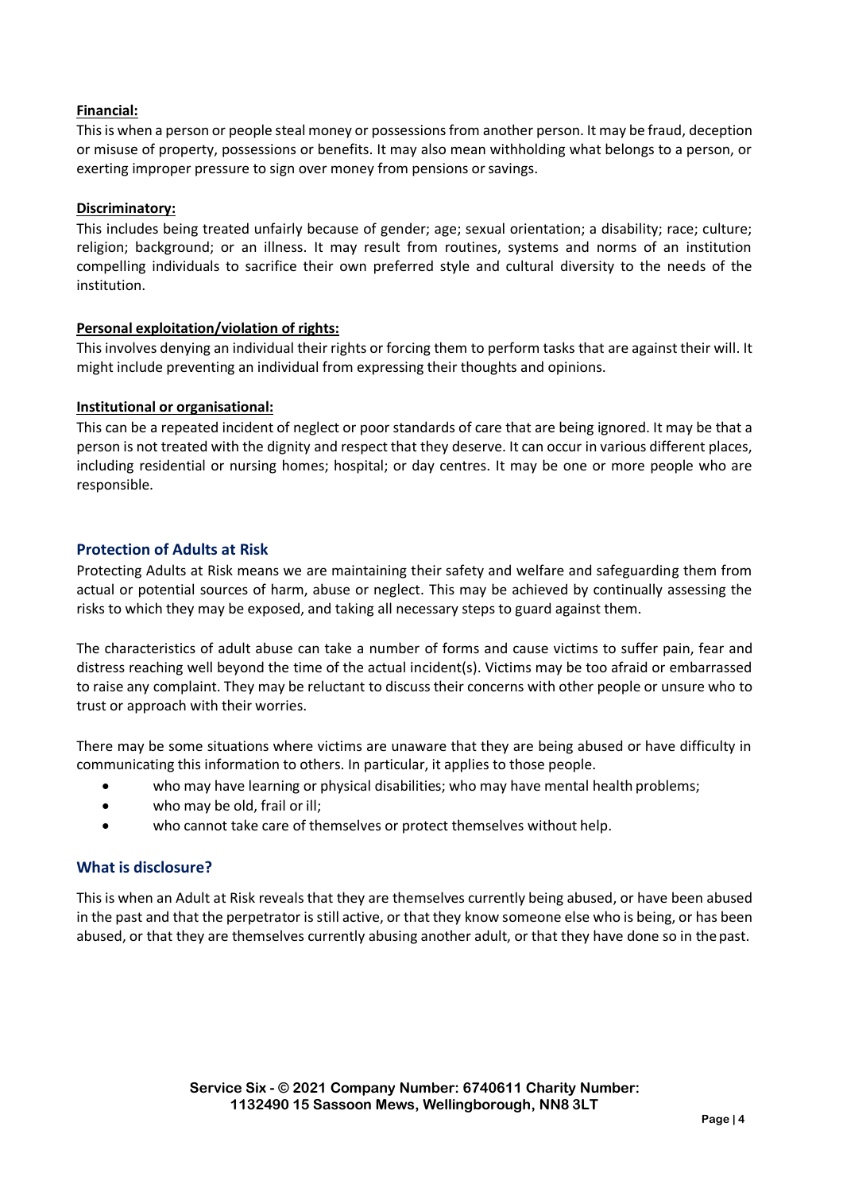**Financial:**
This is when a person or people steal money or possessions from another person. It may be fraud, deception or misuse of property, possessions or benefits. It may also mean withholding what belongs to a person, or exerting improper pressure to sign over money from pensions or savings.

**Discriminatory:**
This includes being treated unfairly because of gender; age; sexual orientation; a disability; race; culture; religion; background; or an illness. It may result from routines, systems and norms of an institution compelling individuals to sacrifice their own preferred style and cultural diversity to the needs of the institution.

**Personal exploitation/violation of rights:**
This involves denying an individual their rights or forcing them to perform tasks that are against their will. It might include preventing an individual from expressing their thoughts and opinions.

**Institutional or organisational:**
This can be a repeated incident of neglect or poor standards of care that are being ignored. It may be that a person is not treated with the dignity and respect that they deserve. It can occur in various different places, including residential or nursing homes; hospital; or day centres. It may be one or more people who are responsible.

## Protection of Adults at Risk

Protecting Adults at Risk means we are maintaining their safety and welfare and safeguarding them from actual or potential sources of harm, abuse or neglect. This may be achieved by continually assessing the risks to which they may be exposed, and taking all necessary steps to guard against them.

The characteristics of adult abuse can take a number of forms and cause victims to suffer pain, fear and distress reaching well beyond the time of the actual incident(s). Victims may be too afraid or embarrassed to raise any complaint. They may be reluctant to discuss their concerns with other people or unsure who to trust or approach with their worries.

There may be some situations where victims are unaware that they are being abused or have difficulty in communicating this information to others. In particular, it applies to those people.

- who may have learning or physical disabilities; who may have mental health problems;
- who may be old, frail or ill;
- who cannot take care of themselves or protect themselves without help.

## What is disclosure?

This is when an Adult at Risk reveals that they are themselves currently being abused, or have been abused in the past and that the perpetrator is still active, or that they know someone else who is being, or has been abused, or that they are themselves currently abusing another adult, or that they have done so in the past.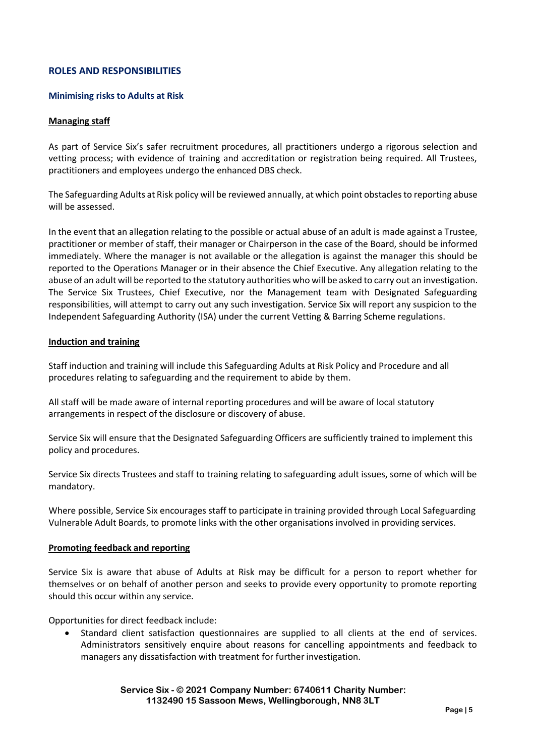## ROLES AND RESPONSIBILITIES

### Minimising risks to Adults at Risk

**Managing staff**

As part of Service Six's safer recruitment procedures, all practitioners undergo a rigorous selection and vetting process; with evidence of training and accreditation or registration being required. All Trustees, practitioners and employees undergo the enhanced DBS check.

The Safeguarding Adults at Risk policy will be reviewed annually, at which point obstacles to reporting abuse will be assessed.

In the event that an allegation relating to the possible or actual abuse of an adult is made against a Trustee, practitioner or member of staff, their manager or Chairperson in the case of the Board, should be informed immediately. Where the manager is not available or the allegation is against the manager this should be reported to the Operations Manager or in their absence the Chief Executive. Any allegation relating to the abuse of an adult will be reported to the statutory authorities who will be asked to carry out an investigation. The Service Six Trustees, Chief Executive, nor the Management team with Designated Safeguarding responsibilities, will attempt to carry out any such investigation. Service Six will report any suspicion to the Independent Safeguarding Authority (ISA) under the current Vetting & Barring Scheme regulations.

**Induction and training**

Staff induction and training will include this Safeguarding Adults at Risk Policy and Procedure and all procedures relating to safeguarding and the requirement to abide by them.

All staff will be made aware of internal reporting procedures and will be aware of local statutory arrangements in respect of the disclosure or discovery of abuse.

Service Six will ensure that the Designated Safeguarding Officers are sufficiently trained to implement this policy and procedures.

Service Six directs Trustees and staff to training relating to safeguarding adult issues, some of which will be mandatory.

Where possible, Service Six encourages staff to participate in training provided through Local Safeguarding Vulnerable Adult Boards, to promote links with the other organisations involved in providing services.

**Promoting feedback and reporting**

Service Six is aware that abuse of Adults at Risk may be difficult for a person to report whether for themselves or on behalf of another person and seeks to provide every opportunity to promote reporting should this occur within any service.

Opportunities for direct feedback include:

- Standard client satisfaction questionnaires are supplied to all clients at the end of services. Administrators sensitively enquire about reasons for cancelling appointments and feedback to managers any dissatisfaction with treatment for further investigation.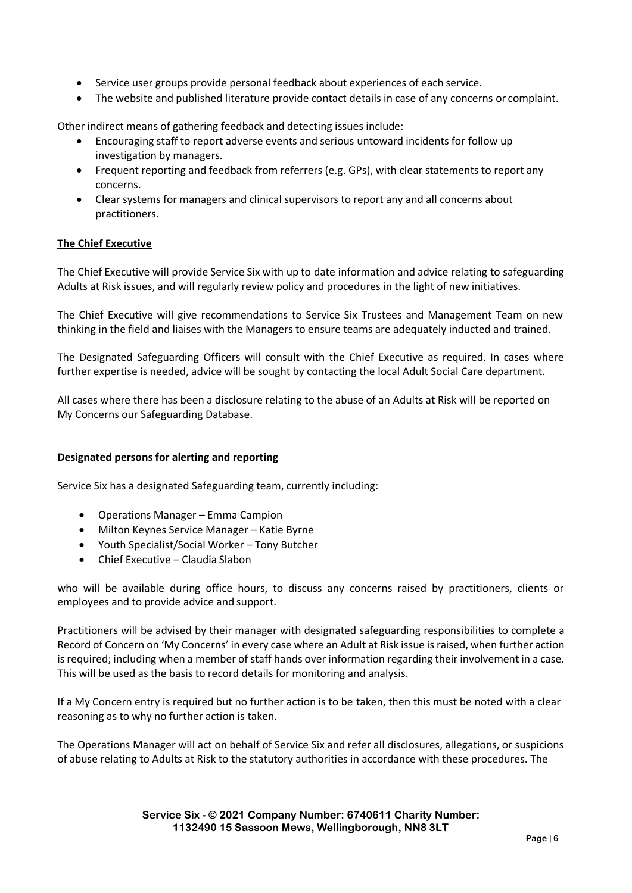- Service user groups provide personal feedback about experiences of each service.
- The website and published literature provide contact details in case of any concerns or complaint.

Other indirect means of gathering feedback and detecting issues include:

- Encouraging staff to report adverse events and serious untoward incidents for follow up investigation by managers.
- Frequent reporting and feedback from referrers (e.g. GPs), with clear statements to report any concerns.
- Clear systems for managers and clinical supervisors to report any and all concerns about practitioners.

**The Chief Executive**

The Chief Executive will provide Service Six with up to date information and advice relating to safeguarding Adults at Risk issues, and will regularly review policy and procedures in the light of new initiatives.

The Chief Executive will give recommendations to Service Six Trustees and Management Team on new thinking in the field and liaises with the Managers to ensure teams are adequately inducted and trained.

The Designated Safeguarding Officers will consult with the Chief Executive as required. In cases where further expertise is needed, advice will be sought by contacting the local Adult Social Care department.

All cases where there has been a disclosure relating to the abuse of an Adults at Risk will be reported on My Concerns our Safeguarding Database.

**Designated persons for alerting and reporting**

Service Six has a designated Safeguarding team, currently including:

- Operations Manager – Emma Campion
- Milton Keynes Service Manager – Katie Byrne
- Youth Specialist/Social Worker – Tony Butcher
- Chief Executive – Claudia Slabon

who will be available during office hours, to discuss any concerns raised by practitioners, clients or employees and to provide advice and support.

Practitioners will be advised by their manager with designated safeguarding responsibilities to complete a Record of Concern on 'My Concerns' in every case where an Adult at Risk issue is raised, when further action is required; including when a member of staff hands over information regarding their involvement in a case. This will be used as the basis to record details for monitoring and analysis.

If a My Concern entry is required but no further action is to be taken, then this must be noted with a clear reasoning as to why no further action is taken.

The Operations Manager will act on behalf of Service Six and refer all disclosures, allegations, or suspicions of abuse relating to Adults at Risk to the statutory authorities in accordance with these procedures. The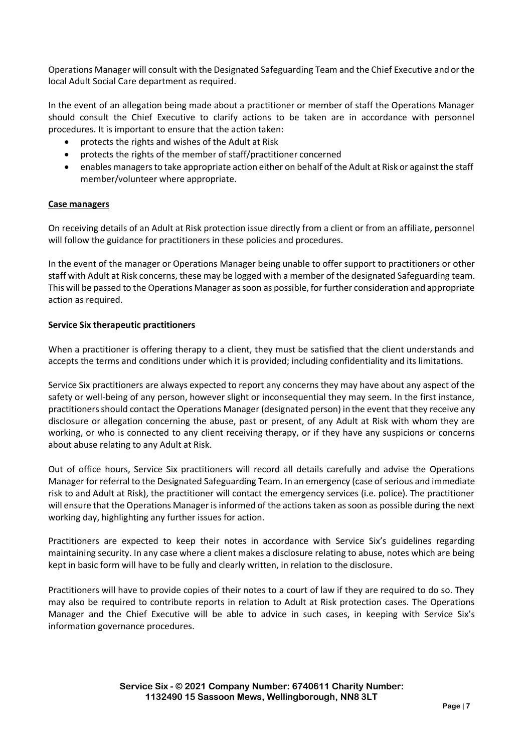Operations Manager will consult with the Designated Safeguarding Team and the Chief Executive and or the local Adult Social Care department as required.

In the event of an allegation being made about a practitioner or member of staff the Operations Manager should consult the Chief Executive to clarify actions to be taken are in accordance with personnel procedures. It is important to ensure that the action taken:

- protects the rights and wishes of the Adult at Risk
- protects the rights of the member of staff/practitioner concerned
- enables managers to take appropriate action either on behalf of the Adult at Risk or against the staff member/volunteer where appropriate.

**Case managers**

On receiving details of an Adult at Risk protection issue directly from a client or from an affiliate, personnel will follow the guidance for practitioners in these policies and procedures.

In the event of the manager or Operations Manager being unable to offer support to practitioners or other staff with Adult at Risk concerns, these may be logged with a member of the designated Safeguarding team. This will be passed to the Operations Manager as soon as possible, for further consideration and appropriate action as required.

**Service Six therapeutic practitioners**

When a practitioner is offering therapy to a client, they must be satisfied that the client understands and accepts the terms and conditions under which it is provided; including confidentiality and its limitations.

Service Six practitioners are always expected to report any concerns they may have about any aspect of the safety or well-being of any person, however slight or inconsequential they may seem. In the first instance, practitioners should contact the Operations Manager (designated person) in the event that they receive any disclosure or allegation concerning the abuse, past or present, of any Adult at Risk with whom they are working, or who is connected to any client receiving therapy, or if they have any suspicions or concerns about abuse relating to any Adult at Risk.

Out of office hours, Service Six practitioners will record all details carefully and advise the Operations Manager for referral to the Designated Safeguarding Team. In an emergency (case of serious and immediate risk to and Adult at Risk), the practitioner will contact the emergency services (i.e. police). The practitioner will ensure that the Operations Manager is informed of the actions taken as soon as possible during the next working day, highlighting any further issues for action.

Practitioners are expected to keep their notes in accordance with Service Six's guidelines regarding maintaining security. In any case where a client makes a disclosure relating to abuse, notes which are being kept in basic form will have to be fully and clearly written, in relation to the disclosure.

Practitioners will have to provide copies of their notes to a court of law if they are required to do so. They may also be required to contribute reports in relation to Adult at Risk protection cases. The Operations Manager and the Chief Executive will be able to advice in such cases, in keeping with Service Six's information governance procedures.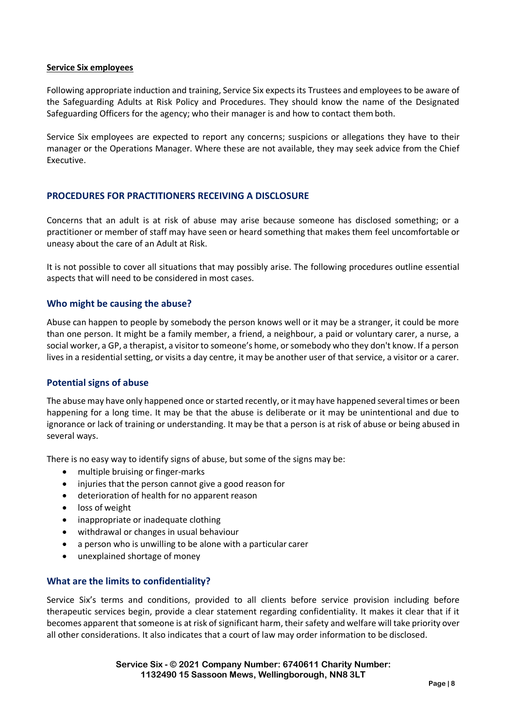**Service Six employees**

Following appropriate induction and training, Service Six expects its Trustees and employees to be aware of the Safeguarding Adults at Risk Policy and Procedures. They should know the name of the Designated Safeguarding Officers for the agency; who their manager is and how to contact them both.

Service Six employees are expected to report any concerns; suspicions or allegations they have to their manager or the Operations Manager. Where these are not available, they may seek advice from the Chief Executive.

## PROCEDURES FOR PRACTITIONERS RECEIVING A DISCLOSURE

Concerns that an adult is at risk of abuse may arise because someone has disclosed something; or a practitioner or member of staff may have seen or heard something that makes them feel uncomfortable or uneasy about the care of an Adult at Risk.

It is not possible to cover all situations that may possibly arise. The following procedures outline essential aspects that will need to be considered in most cases.

### Who might be causing the abuse?

Abuse can happen to people by somebody the person knows well or it may be a stranger, it could be more than one person. It might be a family member, a friend, a neighbour, a paid or voluntary carer, a nurse, a social worker, a GP, a therapist, a visitor to someone's home, or somebody who they don't know. If a person lives in a residential setting, or visits a day centre, it may be another user of that service, a visitor or a carer.

### Potential signs of abuse

The abuse may have only happened once or started recently, or it may have happened several times or been happening for a long time. It may be that the abuse is deliberate or it may be unintentional and due to ignorance or lack of training or understanding. It may be that a person is at risk of abuse or being abused in several ways.

There is no easy way to identify signs of abuse, but some of the signs may be:

- multiple bruising or finger-marks
- injuries that the person cannot give a good reason for
- deterioration of health for no apparent reason
- loss of weight
- inappropriate or inadequate clothing
- withdrawal or changes in usual behaviour
- a person who is unwilling to be alone with a particular carer
- unexplained shortage of money

### What are the limits to confidentiality?

Service Six's terms and conditions, provided to all clients before service provision including before therapeutic services begin, provide a clear statement regarding confidentiality. It makes it clear that if it becomes apparent that someone is at risk of significant harm, their safety and welfare will take priority over all other considerations. It also indicates that a court of law may order information to be disclosed.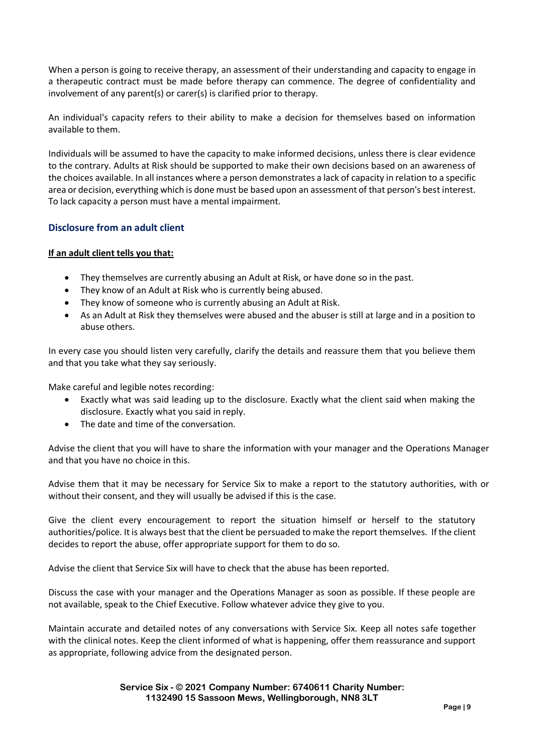When a person is going to receive therapy, an assessment of their understanding and capacity to engage in a therapeutic contract must be made before therapy can commence. The degree of confidentiality and involvement of any parent(s) or carer(s) is clarified prior to therapy.

An individual's capacity refers to their ability to make a decision for themselves based on information available to them.

Individuals will be assumed to have the capacity to make informed decisions, unless there is clear evidence to the contrary. Adults at Risk should be supported to make their own decisions based on an awareness of the choices available. In all instances where a person demonstrates a lack of capacity in relation to a specific area or decision, everything which is done must be based upon an assessment of that person's best interest. To lack capacity a person must have a mental impairment.

## Disclosure from an adult client

**If an adult client tells you that:**

- They themselves are currently abusing an Adult at Risk, or have done so in the past.
- They know of an Adult at Risk who is currently being abused.
- They know of someone who is currently abusing an Adult at Risk.
- As an Adult at Risk they themselves were abused and the abuser is still at large and in a position to abuse others.

In every case you should listen very carefully, clarify the details and reassure them that you believe them and that you take what they say seriously.

Make careful and legible notes recording:

- Exactly what was said leading up to the disclosure. Exactly what the client said when making the disclosure. Exactly what you said in reply.
- The date and time of the conversation.

Advise the client that you will have to share the information with your manager and the Operations Manager and that you have no choice in this.

Advise them that it may be necessary for Service Six to make a report to the statutory authorities, with or without their consent, and they will usually be advised if this is the case.

Give the client every encouragement to report the situation himself or herself to the statutory authorities/police. It is always best that the client be persuaded to make the report themselves. If the client decides to report the abuse, offer appropriate support for them to do so.

Advise the client that Service Six will have to check that the abuse has been reported.

Discuss the case with your manager and the Operations Manager as soon as possible. If these people are not available, speak to the Chief Executive. Follow whatever advice they give to you.

Maintain accurate and detailed notes of any conversations with Service Six. Keep all notes safe together with the clinical notes. Keep the client informed of what is happening, offer them reassurance and support as appropriate, following advice from the designated person.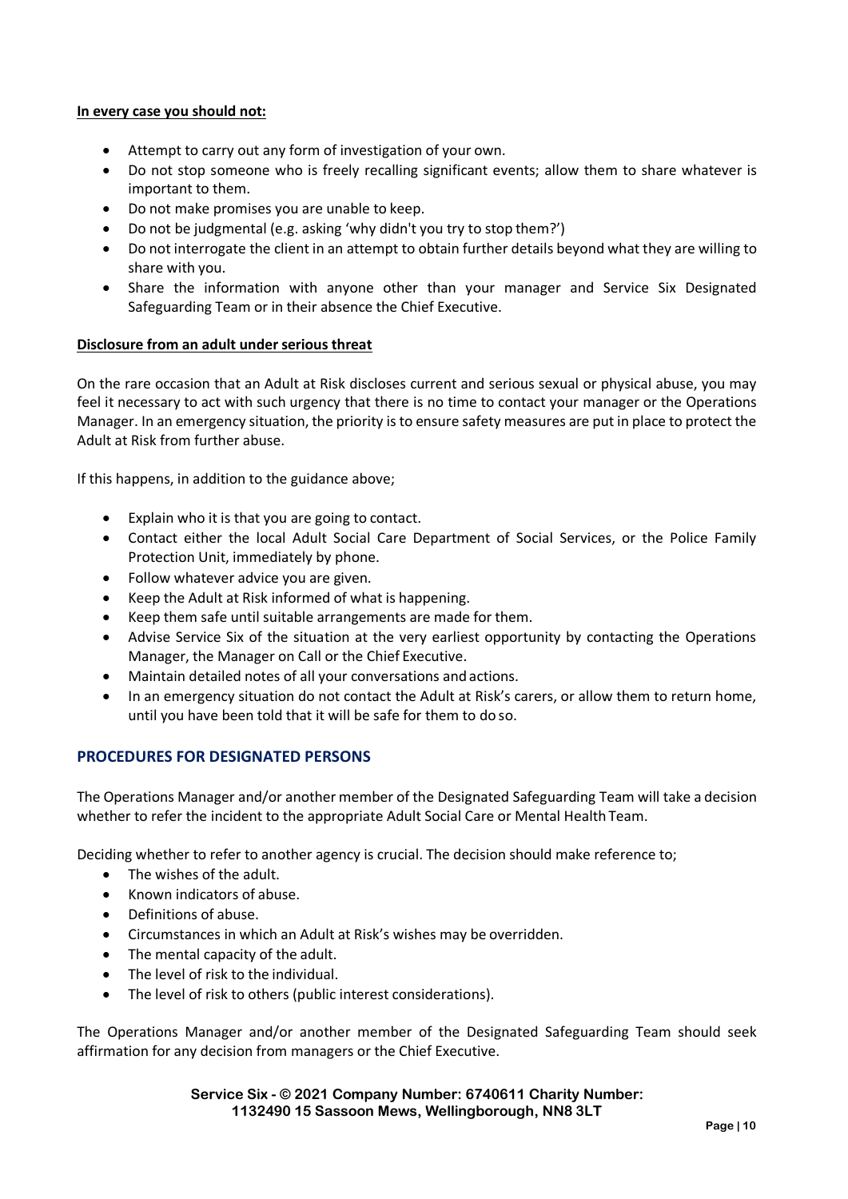**In every case you should not:**

- Attempt to carry out any form of investigation of your own.
- Do not stop someone who is freely recalling significant events; allow them to share whatever is important to them.
- Do not make promises you are unable to keep.
- Do not be judgmental (e.g. asking 'why didn't you try to stop them?')
- Do not interrogate the client in an attempt to obtain further details beyond what they are willing to share with you.
- Share the information with anyone other than your manager and Service Six Designated Safeguarding Team or in their absence the Chief Executive.

**Disclosure from an adult under serious threat**

On the rare occasion that an Adult at Risk discloses current and serious sexual or physical abuse, you may feel it necessary to act with such urgency that there is no time to contact your manager or the Operations Manager. In an emergency situation, the priority is to ensure safety measures are put in place to protect the Adult at Risk from further abuse.

If this happens, in addition to the guidance above;

- Explain who it is that you are going to contact.
- Contact either the local Adult Social Care Department of Social Services, or the Police Family Protection Unit, immediately by phone.
- Follow whatever advice you are given.
- Keep the Adult at Risk informed of what is happening.
- Keep them safe until suitable arrangements are made for them.
- Advise Service Six of the situation at the very earliest opportunity by contacting the Operations Manager, the Manager on Call or the Chief Executive.
- Maintain detailed notes of all your conversations and actions.
- In an emergency situation do not contact the Adult at Risk's carers, or allow them to return home, until you have been told that it will be safe for them to do so.

## PROCEDURES FOR DESIGNATED PERSONS

The Operations Manager and/or another member of the Designated Safeguarding Team will take a decision whether to refer the incident to the appropriate Adult Social Care or Mental Health Team.

Deciding whether to refer to another agency is crucial. The decision should make reference to;

- The wishes of the adult.
- Known indicators of abuse.
- Definitions of abuse.
- Circumstances in which an Adult at Risk's wishes may be overridden.
- The mental capacity of the adult.
- The level of risk to the individual.
- The level of risk to others (public interest considerations).

The Operations Manager and/or another member of the Designated Safeguarding Team should seek affirmation for any decision from managers or the Chief Executive.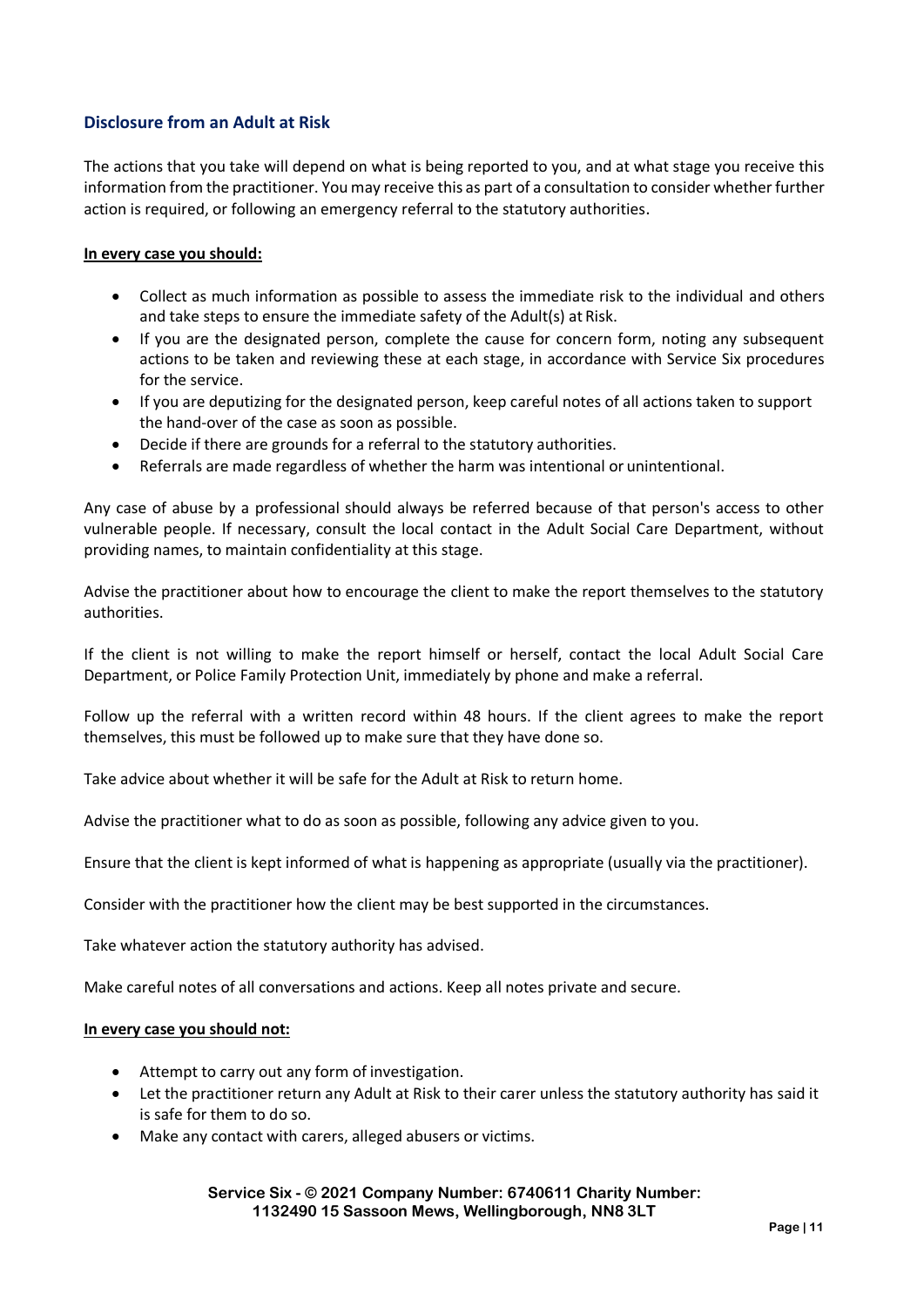## Disclosure from an Adult at Risk

The actions that you take will depend on what is being reported to you, and at what stage you receive this information from the practitioner. You may receive this as part of a consultation to consider whether further action is required, or following an emergency referral to the statutory authorities.

**In every case you should:**

- Collect as much information as possible to assess the immediate risk to the individual and others and take steps to ensure the immediate safety of the Adult(s) at Risk.
- If you are the designated person, complete the cause for concern form, noting any subsequent actions to be taken and reviewing these at each stage, in accordance with Service Six procedures for the service.
- If you are deputizing for the designated person, keep careful notes of all actions taken to support the hand-over of the case as soon as possible.
- Decide if there are grounds for a referral to the statutory authorities.
- Referrals are made regardless of whether the harm was intentional or unintentional.

Any case of abuse by a professional should always be referred because of that person's access to other vulnerable people. If necessary, consult the local contact in the Adult Social Care Department, without providing names, to maintain confidentiality at this stage.

Advise the practitioner about how to encourage the client to make the report themselves to the statutory authorities.

If the client is not willing to make the report himself or herself, contact the local Adult Social Care Department, or Police Family Protection Unit, immediately by phone and make a referral.

Follow up the referral with a written record within 48 hours. If the client agrees to make the report themselves, this must be followed up to make sure that they have done so.

Take advice about whether it will be safe for the Adult at Risk to return home.

Advise the practitioner what to do as soon as possible, following any advice given to you.

Ensure that the client is kept informed of what is happening as appropriate (usually via the practitioner).

Consider with the practitioner how the client may be best supported in the circumstances.

Take whatever action the statutory authority has advised.

Make careful notes of all conversations and actions. Keep all notes private and secure.

**In every case you should not:**

- Attempt to carry out any form of investigation.
- Let the practitioner return any Adult at Risk to their carer unless the statutory authority has said it is safe for them to do so.
- Make any contact with carers, alleged abusers or victims.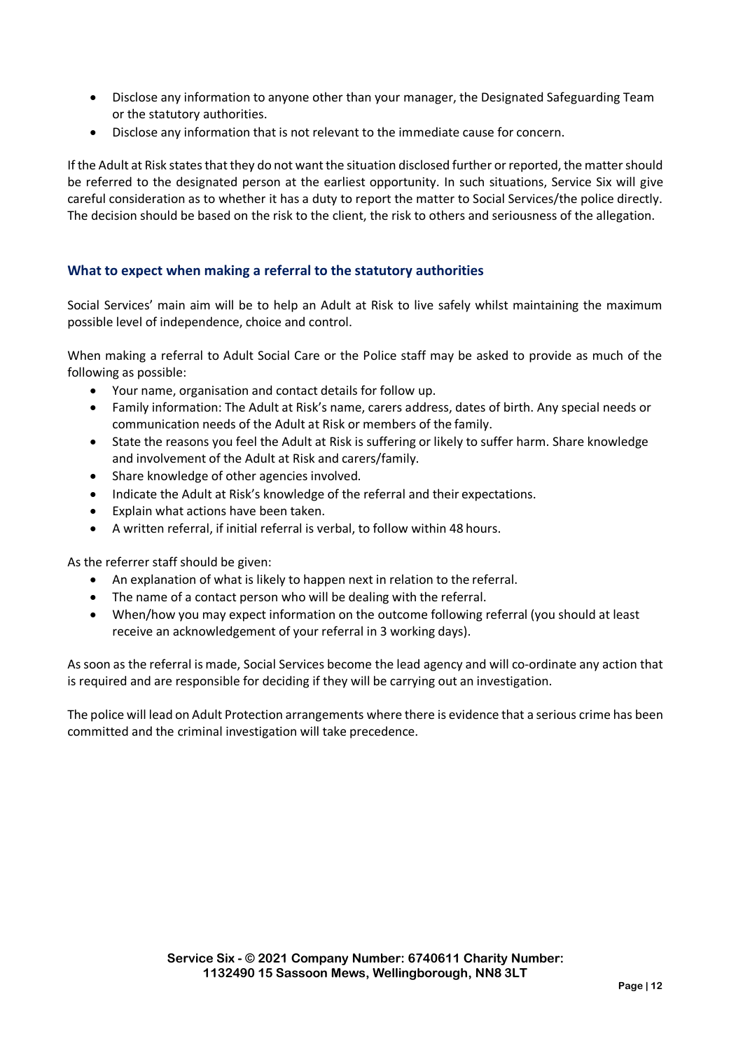- Disclose any information to anyone other than your manager, the Designated Safeguarding Team or the statutory authorities.
- Disclose any information that is not relevant to the immediate cause for concern.

If the Adult at Risk states that they do not want the situation disclosed further or reported, the matter should be referred to the designated person at the earliest opportunity. In such situations, Service Six will give careful consideration as to whether it has a duty to report the matter to Social Services/the police directly. The decision should be based on the risk to the client, the risk to others and seriousness of the allegation.

### What to expect when making a referral to the statutory authorities

Social Services' main aim will be to help an Adult at Risk to live safely whilst maintaining the maximum possible level of independence, choice and control.

When making a referral to Adult Social Care or the Police staff may be asked to provide as much of the following as possible:

- Your name, organisation and contact details for follow up.
- Family information: The Adult at Risk's name, carers address, dates of birth. Any special needs or communication needs of the Adult at Risk or members of the family.
- State the reasons you feel the Adult at Risk is suffering or likely to suffer harm. Share knowledge and involvement of the Adult at Risk and carers/family.
- Share knowledge of other agencies involved.
- Indicate the Adult at Risk's knowledge of the referral and their expectations.
- Explain what actions have been taken.
- A written referral, if initial referral is verbal, to follow within 48 hours.

As the referrer staff should be given:

- An explanation of what is likely to happen next in relation to the referral.
- The name of a contact person who will be dealing with the referral.
- When/how you may expect information on the outcome following referral (you should at least receive an acknowledgement of your referral in 3 working days).

As soon as the referral is made, Social Services become the lead agency and will co-ordinate any action that is required and are responsible for deciding if they will be carrying out an investigation.

The police will lead on Adult Protection arrangements where there is evidence that a serious crime has been committed and the criminal investigation will take precedence.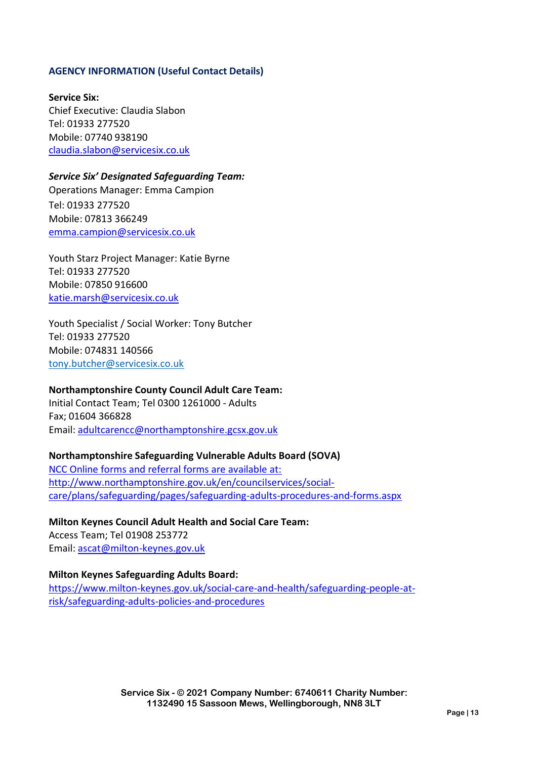## AGENCY INFORMATION (Useful Contact Details)

**Service Six:**
Chief Executive: Claudia Slabon
Tel: 01933 277520
Mobile: 07740 938190
claudia.slabon@servicesix.co.uk

***Service Six' Designated Safeguarding Team:***
Operations Manager: Emma Campion
Tel: 01933 277520
Mobile: 07813 366249
emma.campion@servicesix.co.uk

Youth Starz Project Manager: Katie Byrne
Tel: 01933 277520
Mobile: 07850 916600
katie.marsh@servicesix.co.uk

Youth Specialist / Social Worker: Tony Butcher
Tel: 01933 277520
Mobile: 074831 140566
tony.butcher@servicesix.co.uk

**Northamptonshire County Council Adult Care Team:**
Initial Contact Team; Tel 0300 1261000 - Adults
Fax; 01604 366828
Email: adultcarencc@northamptonshire.gcsx.gov.uk

**Northamptonshire Safeguarding Vulnerable Adults Board (SOVA)**
NCC Online forms and referral forms are available at:
http://www.northamptonshire.gov.uk/en/councilservices/social-care/plans/safeguarding/pages/safeguarding-adults-procedures-and-forms.aspx

**Milton Keynes Council Adult Health and Social Care Team:**
Access Team; Tel 01908 253772
Email: ascat@milton-keynes.gov.uk

**Milton Keynes Safeguarding Adults Board:**
https://www.milton-keynes.gov.uk/social-care-and-health/safeguarding-people-at-risk/safeguarding-adults-policies-and-procedures

**Service Six - © 2021 Company Number: 6740611 Charity Number: 1132490 15 Sassoon Mews, Wellingborough, NN8 3LT**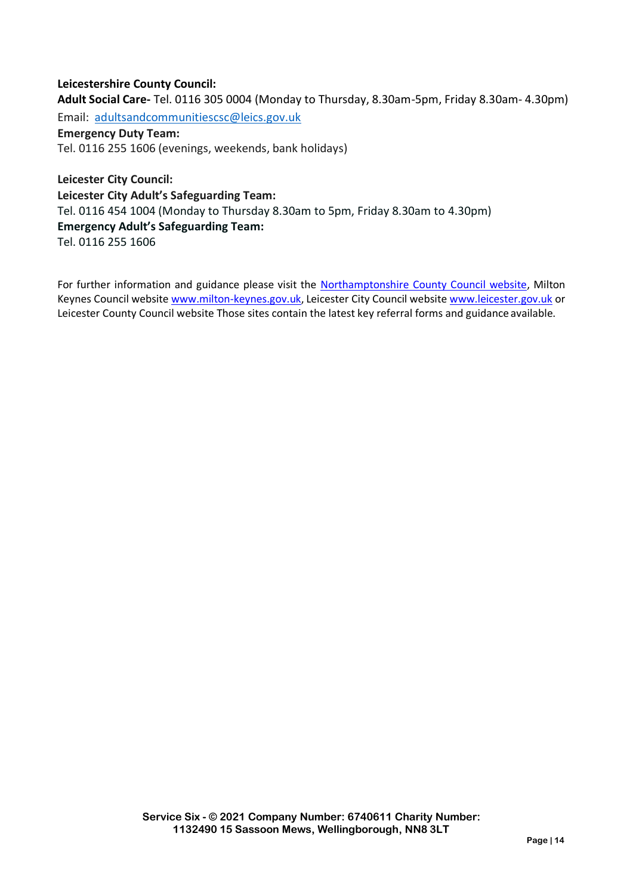**Leicestershire County Council:**

**Adult Social Care-** Tel. 0116 305 0004 (Monday to Thursday, 8.30am-5pm, Friday 8.30am- 4.30pm)

Email: adultsandcommunitiescsc@leics.gov.uk

**Emergency Duty Team:**

Tel. 0116 255 1606 (evenings, weekends, bank holidays)

**Leicester City Council:**

**Leicester City Adult's Safeguarding Team:**

Tel. 0116 454 1004 (Monday to Thursday 8.30am to 5pm, Friday 8.30am to 4.30pm)

**Emergency Adult's Safeguarding Team:**

Tel. 0116 255 1606

For further information and guidance please visit the Northamptonshire County Council website, Milton Keynes Council website www.milton-keynes.gov.uk, Leicester City Council website www.leicester.gov.uk or Leicester County Council website Those sites contain the latest key referral forms and guidance available.